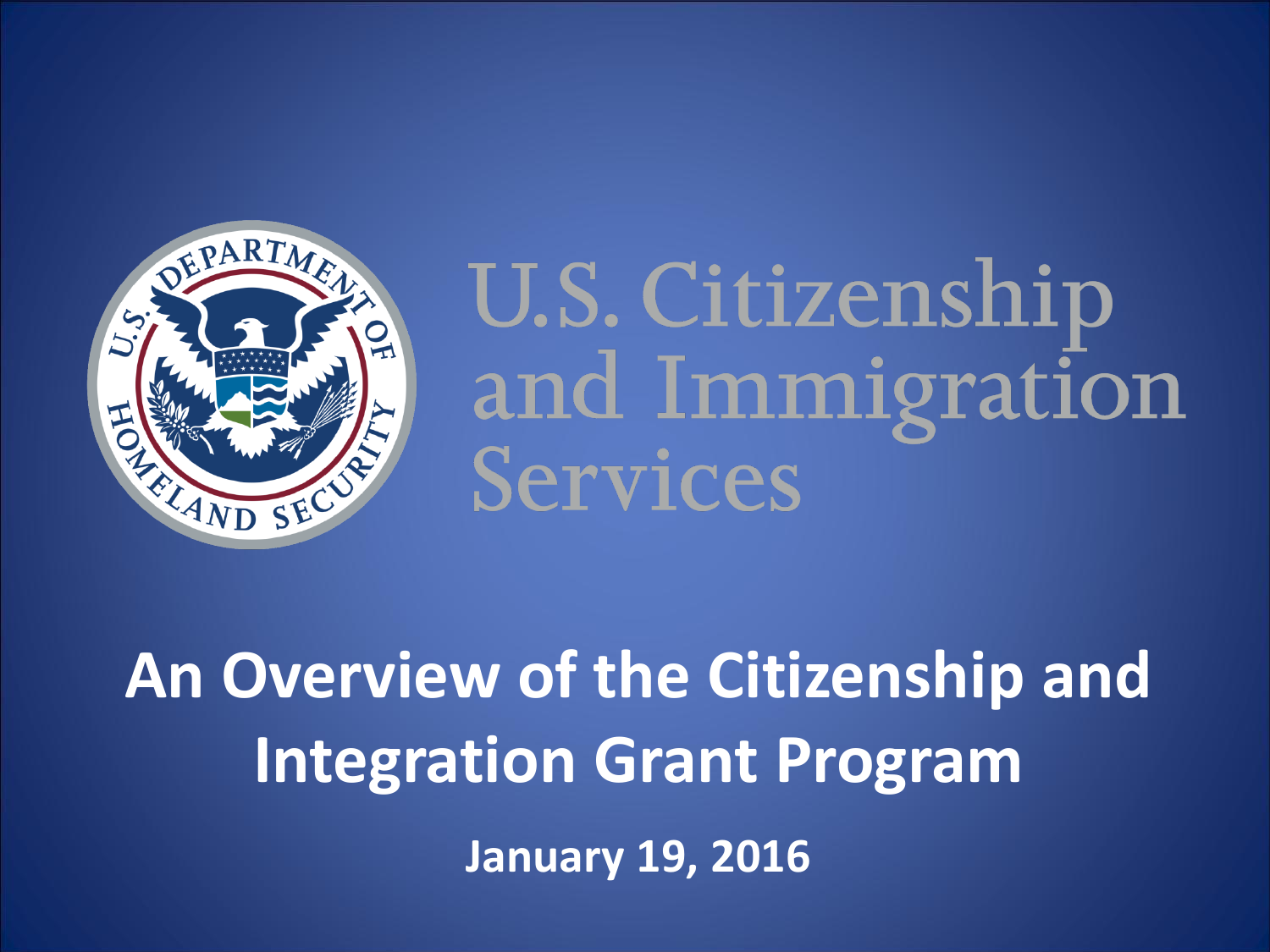U.S. Citizenship and Immigration Services

# An Overview of the Citizenship and Integration Grant Program

**January 19, 2016**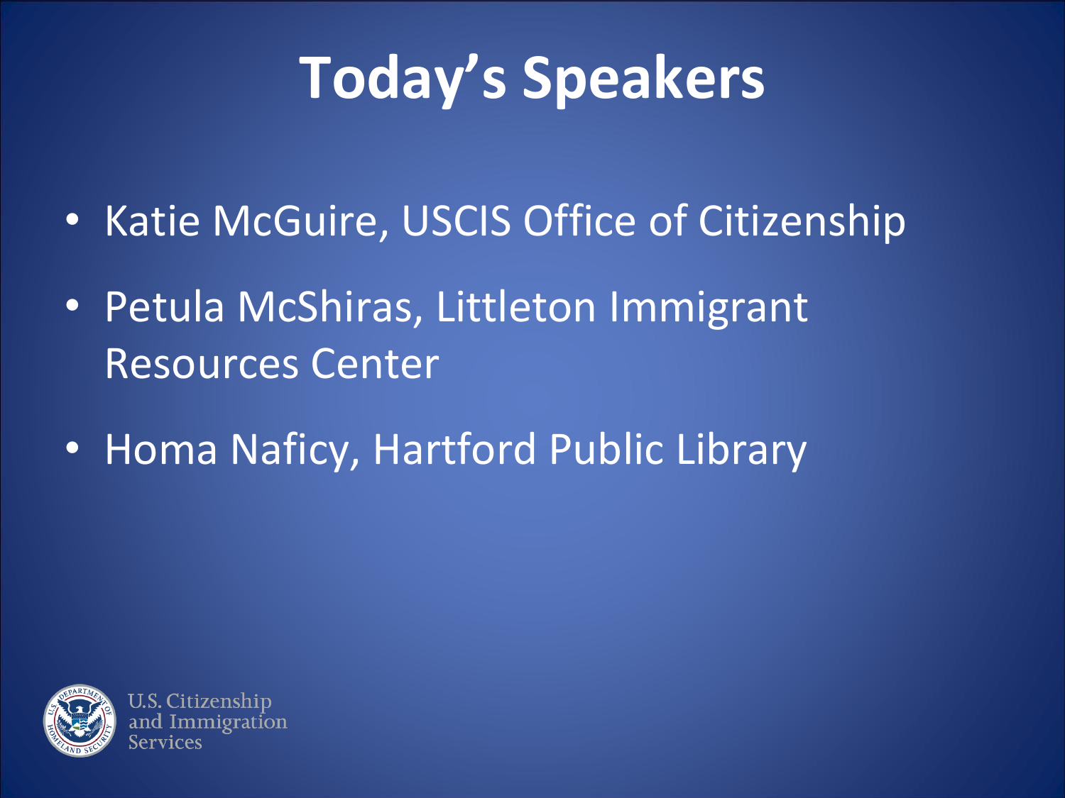# Today's Speakers

- Katie McGuire, USCIS Office of Citizenship
- Petula McShiras, Littleton Immigrant Resources Center
- Homa Naficy, Hartford Public Library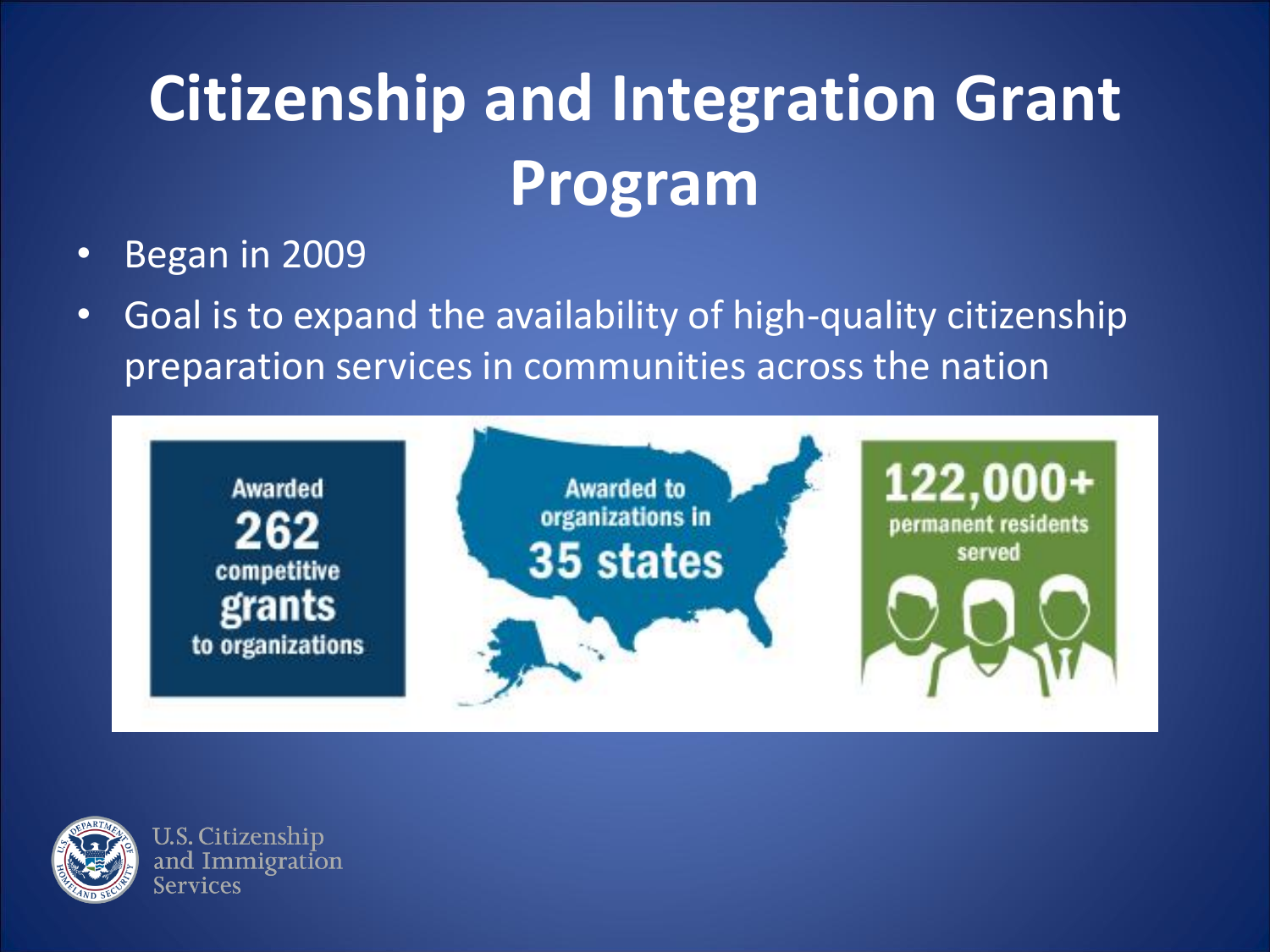# Citizenship and Integration Grant Program

- Began in 2009
- Goal is to expand the availability of high-quality citizenship preparation services in communities across the nation

Awarded **262** competitive **grants** to organizations

Awarded to organizations in **35 states**

**122,000+** permanent residents served

U.S. Citizenship and Immigration Services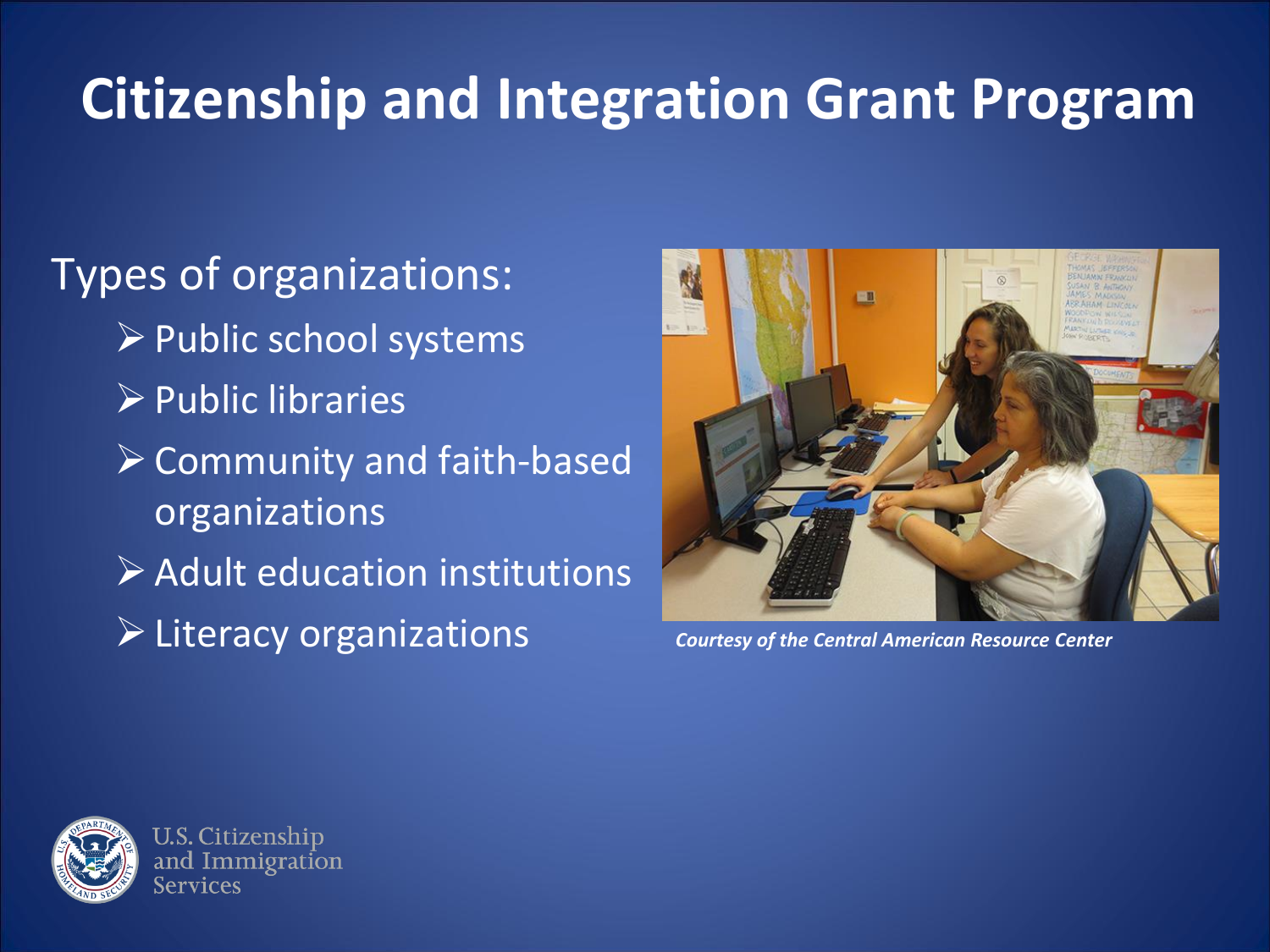# Citizenship and Integration Grant Program

Types of organizations:

- Public school systems
- Public libraries
- Community and faith-based organizations
- Adult education institutions
- Literacy organizations

*Courtesy of the Central American Resource Center*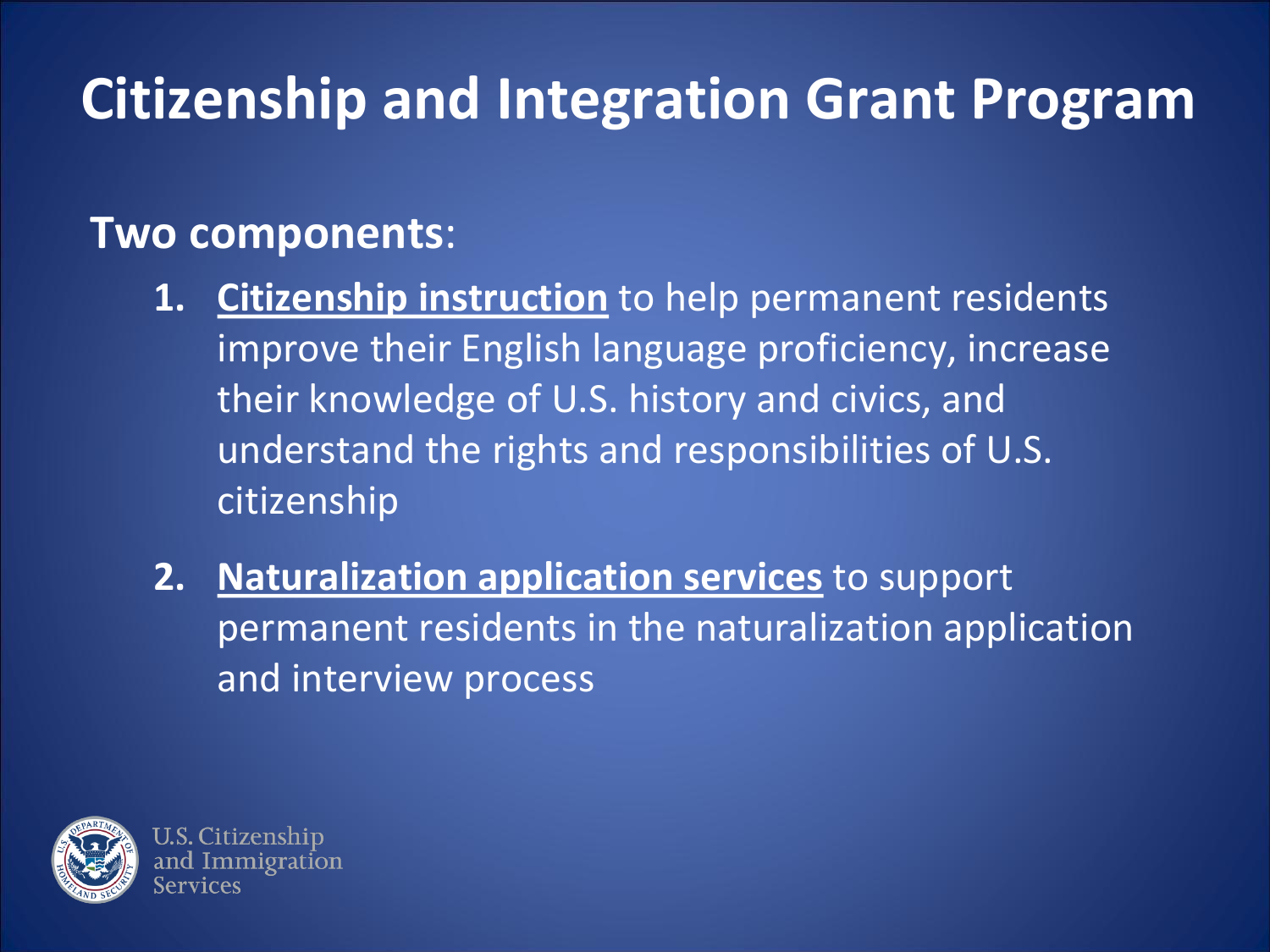# Citizenship and Integration Grant Program

**Two components**:

1. **Citizenship instruction** to help permanent residents improve their English language proficiency, increase their knowledge of U.S. history and civics, and understand the rights and responsibilities of U.S. citizenship

2. **Naturalization application services** to support permanent residents in the naturalization application and interview process

U.S. Citizenship and Immigration Services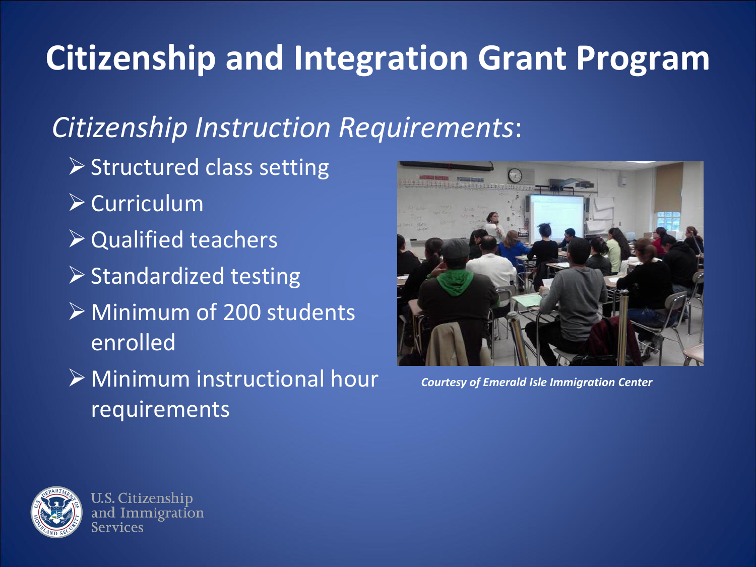# Citizenship and Integration Grant Program

## *Citizenship Instruction Requirements*:

- Structured class setting
- Curriculum
- Qualified teachers
- Standardized testing
- Minimum of 200 students enrolled
- Minimum instructional hour requirements

***Courtesy of Emerald Isle Immigration Center***

U.S. Citizenship and Immigration Services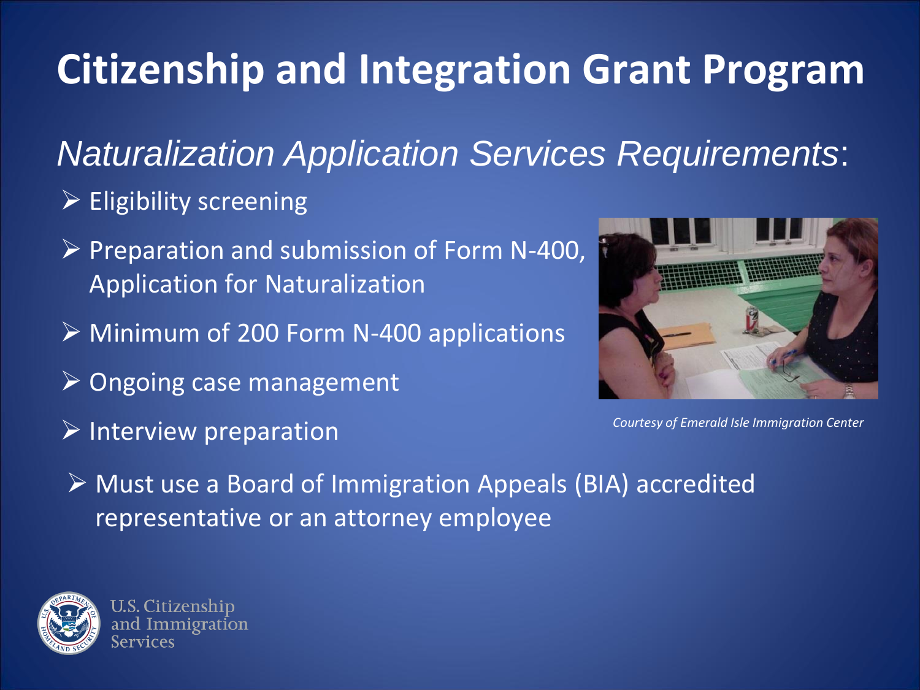# Citizenship and Integration Grant Program

## *Naturalization Application Services Requirements*:

- Eligibility screening
- Preparation and submission of Form N-400, Application for Naturalization
- Minimum of 200 Form N-400 applications
- Ongoing case management
- Interview preparation
- Must use a Board of Immigration Appeals (BIA) accredited representative or an attorney employee

*Courtesy of Emerald Isle Immigration Center*

U.S. Citizenship and Immigration Services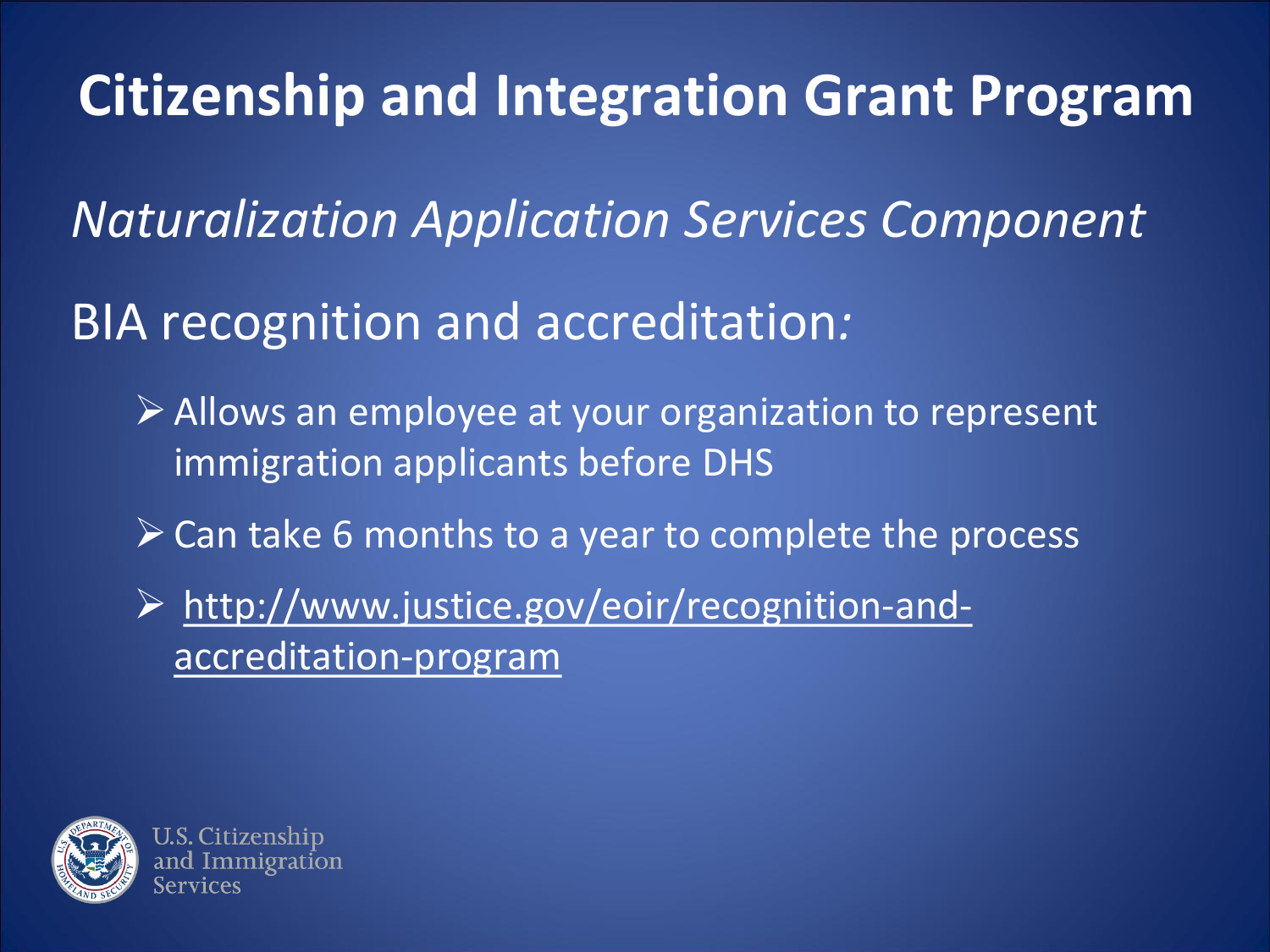# Citizenship and Integration Grant Program

*Naturalization Application Services Component*

BIA recognition and accreditation*:*

- Allows an employee at your organization to represent immigration applicants before DHS
- Can take 6 months to a year to complete the process
- http://www.justice.gov/eoir/recognition-and-accreditation-program

U.S. Citizenship and Immigration Services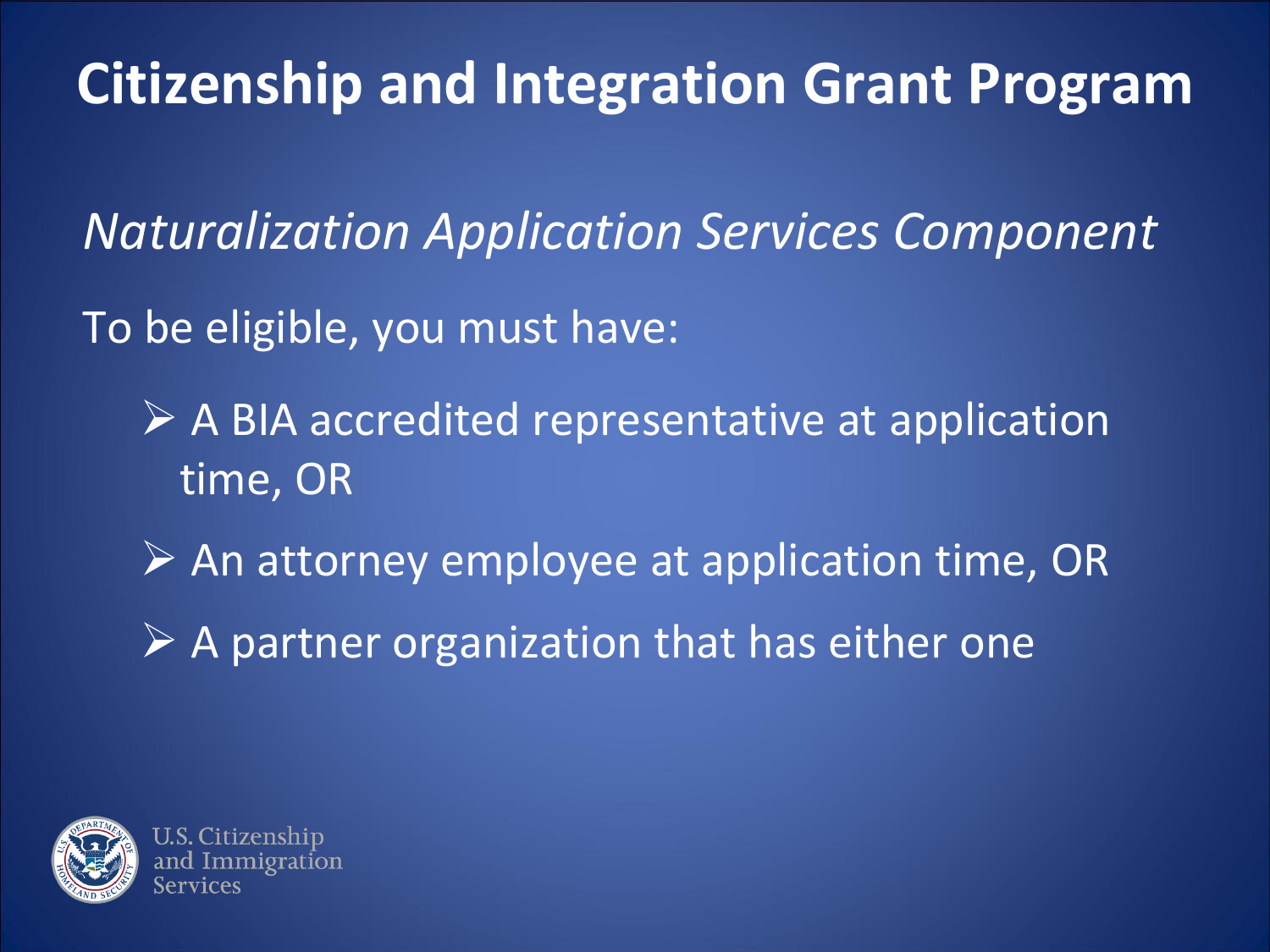# Citizenship and Integration Grant Program

*Naturalization Application Services Component*

To be eligible, you must have:

- A BIA accredited representative at application time, OR
- An attorney employee at application time, OR
- A partner organization that has either one

U.S. Citizenship and Immigration Services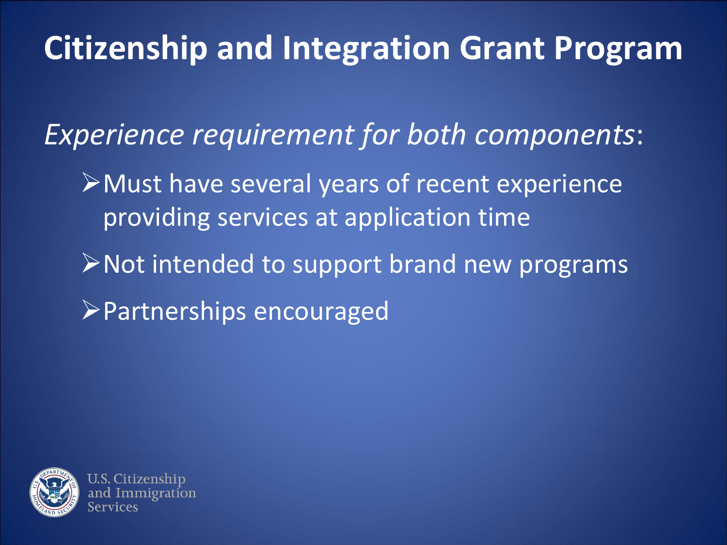# Citizenship and Integration Grant Program

*Experience requirement for both components*:

- Must have several years of recent experience providing services at application time
- Not intended to support brand new programs
- Partnerships encouraged

U.S. Citizenship and Immigration Services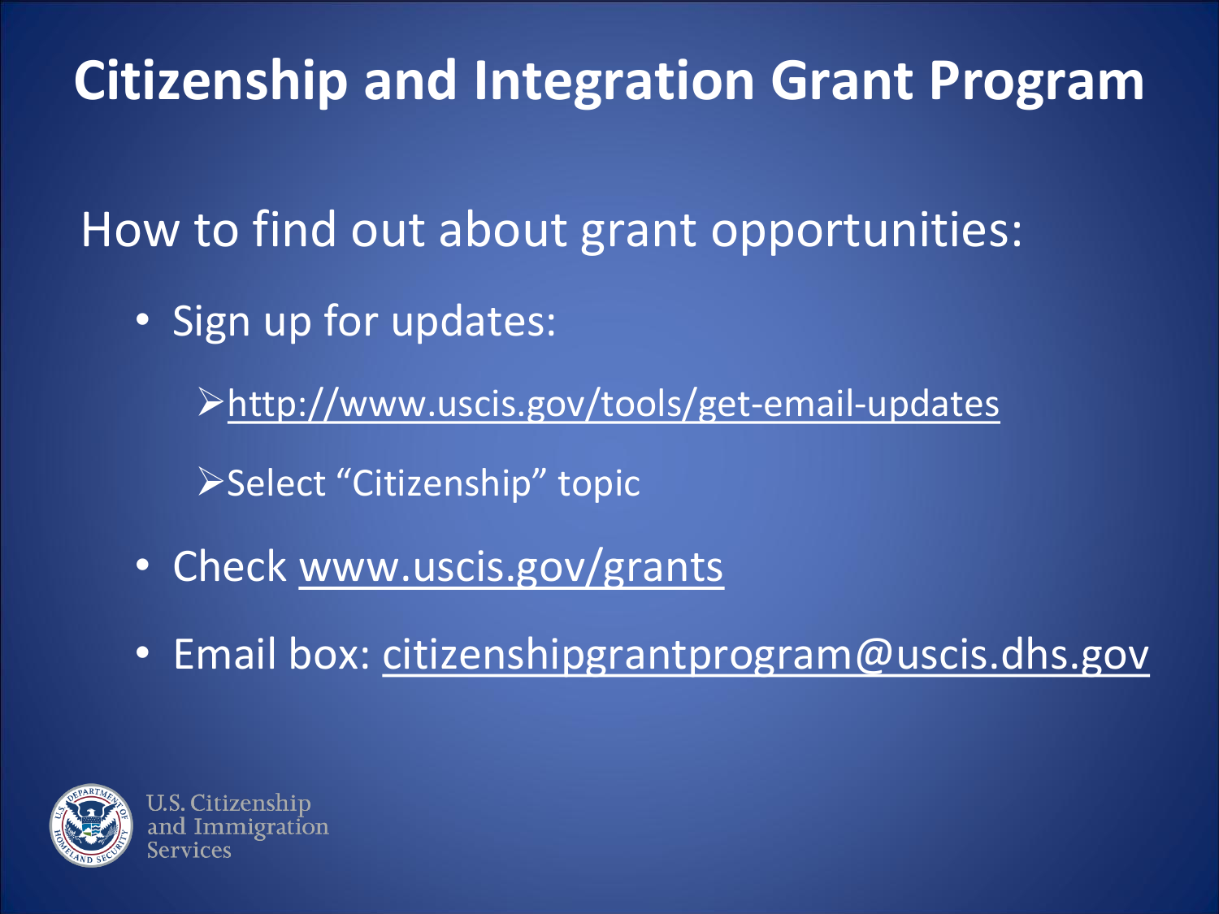# Citizenship and Integration Grant Program

How to find out about grant opportunities:

- Sign up for updates:
  - http://www.uscis.gov/tools/get-email-updates
  - Select “Citizenship” topic
- Check www.uscis.gov/grants
- Email box: citizenshipgrantprogram@uscis.dhs.gov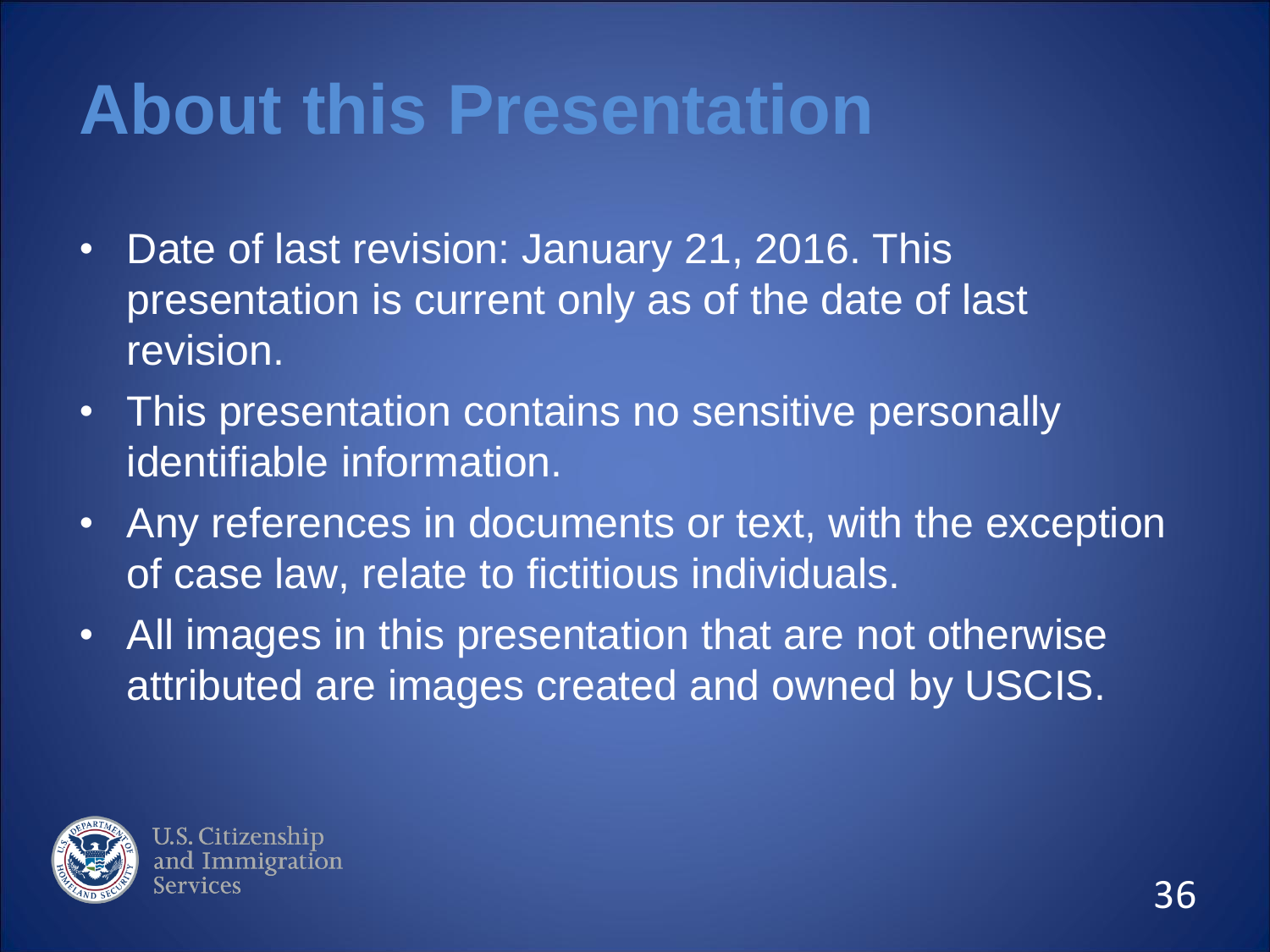# About this Presentation

- Date of last revision: January 21, 2016. This presentation is current only as of the date of last revision.
- This presentation contains no sensitive personally identifiable information.
- Any references in documents or text, with the exception of case law, relate to fictitious individuals.
- All images in this presentation that are not otherwise attributed are images created and owned by USCIS.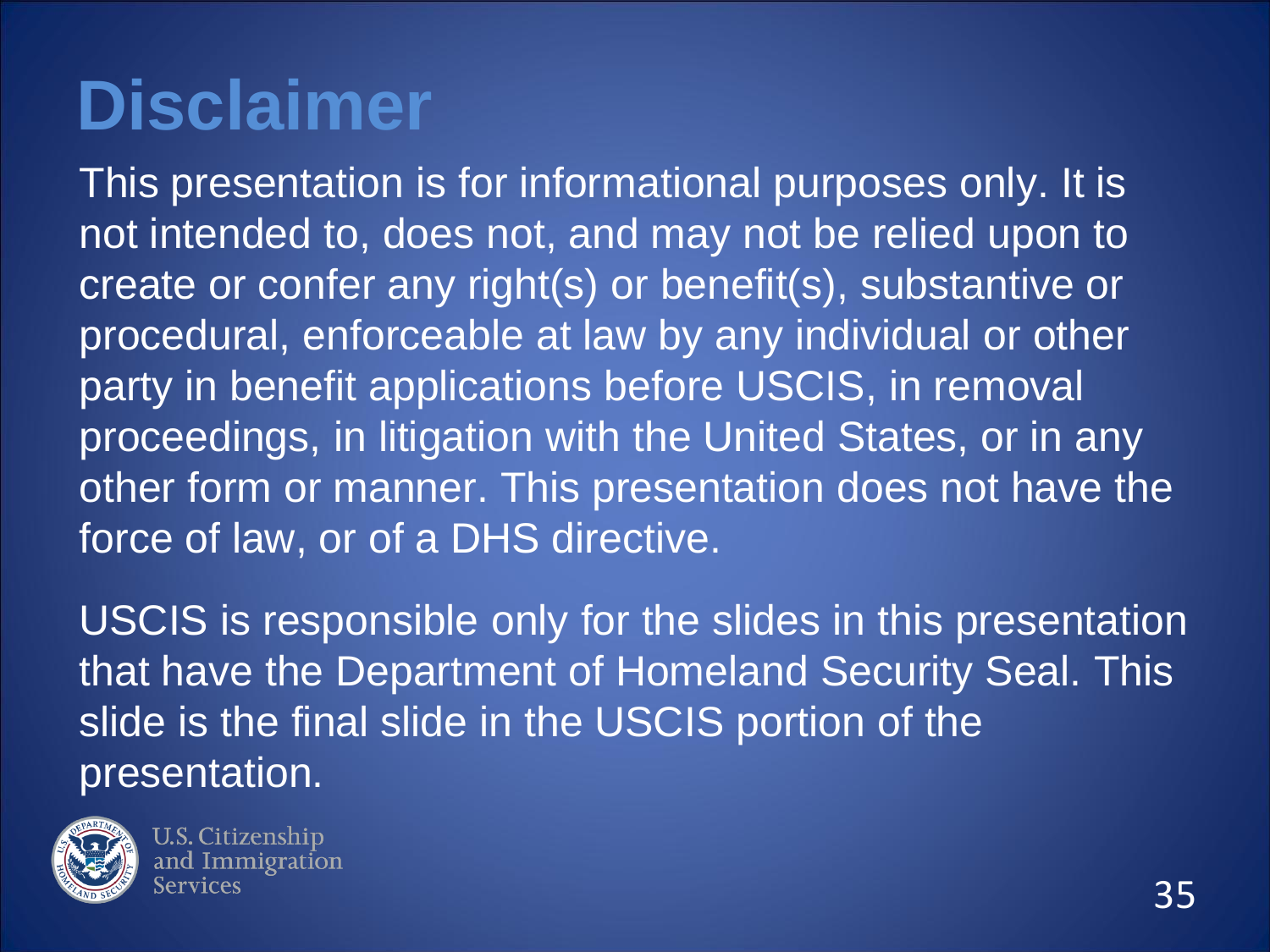# Disclaimer

This presentation is for informational purposes only. It is not intended to, does not, and may not be relied upon to create or confer any right(s) or benefit(s), substantive or procedural, enforceable at law by any individual or other party in benefit applications before USCIS, in removal proceedings, in litigation with the United States, or in any other form or manner. This presentation does not have the force of law, or of a DHS directive.

USCIS is responsible only for the slides in this presentation that have the Department of Homeland Security Seal. This slide is the final slide in the USCIS portion of the presentation.

U.S. Citizenship and Immigration Services